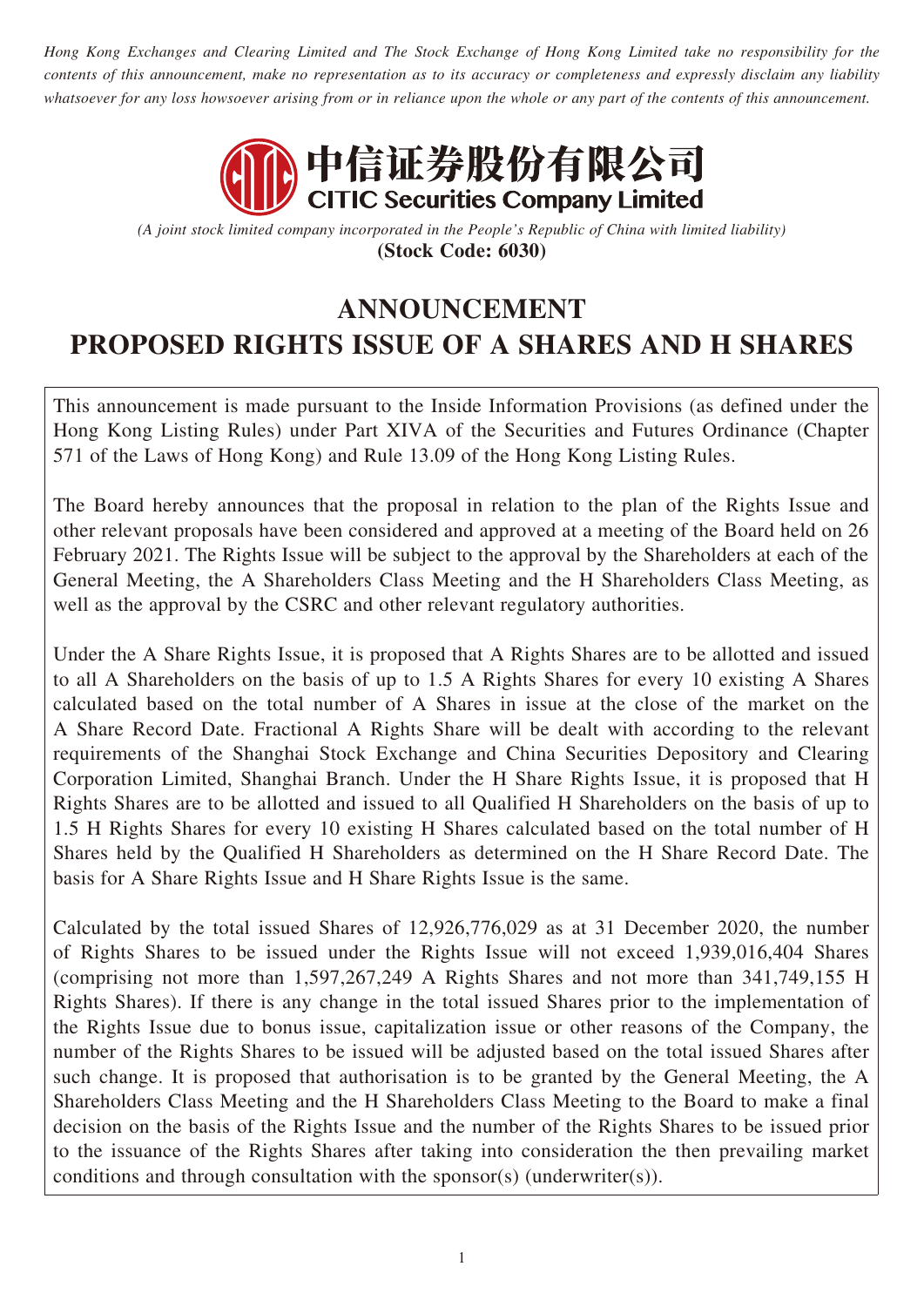*Hong Kong Exchanges and Clearing Limited and The Stock Exchange of Hong Kong Limited take no responsibility for the contents of this announcement, make no representation as to its accuracy or completeness and expressly disclaim any liability whatsoever for any loss howsoever arising from or in reliance upon the whole or any part of the contents of this announcement.*

中信证券股份有限公司
**CITIC Securities Company Limited**

*(A joint stock limited company incorporated in the People's Republic of China with limited liability)*
**(Stock Code: 6030)**

# ANNOUNCEMENT
# PROPOSED RIGHTS ISSUE OF A SHARES AND H SHARES

This announcement is made pursuant to the Inside Information Provisions (as defined under the Hong Kong Listing Rules) under Part XIVA of the Securities and Futures Ordinance (Chapter 571 of the Laws of Hong Kong) and Rule 13.09 of the Hong Kong Listing Rules.

The Board hereby announces that the proposal in relation to the plan of the Rights Issue and other relevant proposals have been considered and approved at a meeting of the Board held on 26 February 2021. The Rights Issue will be subject to the approval by the Shareholders at each of the General Meeting, the A Shareholders Class Meeting and the H Shareholders Class Meeting, as well as the approval by the CSRC and other relevant regulatory authorities.

Under the A Share Rights Issue, it is proposed that A Rights Shares are to be allotted and issued to all A Shareholders on the basis of up to 1.5 A Rights Shares for every 10 existing A Shares calculated based on the total number of A Shares in issue at the close of the market on the A Share Record Date. Fractional A Rights Share will be dealt with according to the relevant requirements of the Shanghai Stock Exchange and China Securities Depository and Clearing Corporation Limited, Shanghai Branch. Under the H Share Rights Issue, it is proposed that H Rights Shares are to be allotted and issued to all Qualified H Shareholders on the basis of up to 1.5 H Rights Shares for every 10 existing H Shares calculated based on the total number of H Shares held by the Qualified H Shareholders as determined on the H Share Record Date. The basis for A Share Rights Issue and H Share Rights Issue is the same.

Calculated by the total issued Shares of 12,926,776,029 as at 31 December 2020, the number of Rights Shares to be issued under the Rights Issue will not exceed 1,939,016,404 Shares (comprising not more than 1,597,267,249 A Rights Shares and not more than 341,749,155 H Rights Shares). If there is any change in the total issued Shares prior to the implementation of the Rights Issue due to bonus issue, capitalization issue or other reasons of the Company, the number of the Rights Shares to be issued will be adjusted based on the total issued Shares after such change. It is proposed that authorisation is to be granted by the General Meeting, the A Shareholders Class Meeting and the H Shareholders Class Meeting to the Board to make a final decision on the basis of the Rights Issue and the number of the Rights Shares to be issued prior to the issuance of the Rights Shares after taking into consideration the then prevailing market conditions and through consultation with the sponsor(s) (underwriter(s)).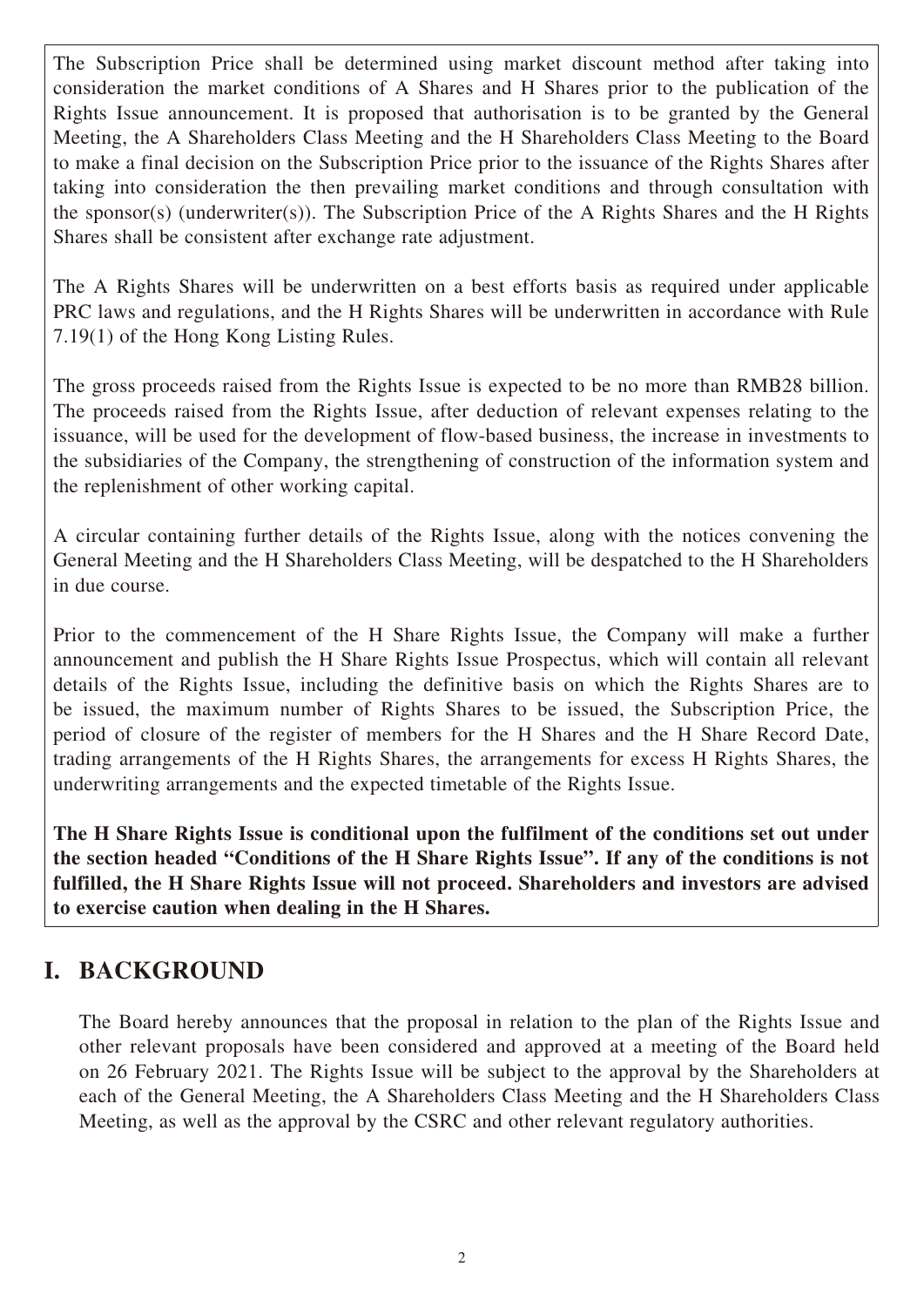The Subscription Price shall be determined using market discount method after taking into consideration the market conditions of A Shares and H Shares prior to the publication of the Rights Issue announcement. It is proposed that authorisation is to be granted by the General Meeting, the A Shareholders Class Meeting and the H Shareholders Class Meeting to the Board to make a final decision on the Subscription Price prior to the issuance of the Rights Shares after taking into consideration the then prevailing market conditions and through consultation with the sponsor(s) (underwriter(s)). The Subscription Price of the A Rights Shares and the H Rights Shares shall be consistent after exchange rate adjustment.

The A Rights Shares will be underwritten on a best efforts basis as required under applicable PRC laws and regulations, and the H Rights Shares will be underwritten in accordance with Rule 7.19(1) of the Hong Kong Listing Rules.

The gross proceeds raised from the Rights Issue is expected to be no more than RMB28 billion. The proceeds raised from the Rights Issue, after deduction of relevant expenses relating to the issuance, will be used for the development of flow-based business, the increase in investments to the subsidiaries of the Company, the strengthening of construction of the information system and the replenishment of other working capital.

A circular containing further details of the Rights Issue, along with the notices convening the General Meeting and the H Shareholders Class Meeting, will be despatched to the H Shareholders in due course.

Prior to the commencement of the H Share Rights Issue, the Company will make a further announcement and publish the H Share Rights Issue Prospectus, which will contain all relevant details of the Rights Issue, including the definitive basis on which the Rights Shares are to be issued, the maximum number of Rights Shares to be issued, the Subscription Price, the period of closure of the register of members for the H Shares and the H Share Record Date, trading arrangements of the H Rights Shares, the arrangements for excess H Rights Shares, the underwriting arrangements and the expected timetable of the Rights Issue.

**The H Share Rights Issue is conditional upon the fulfilment of the conditions set out under the section headed "Conditions of the H Share Rights Issue". If any of the conditions is not fulfilled, the H Share Rights Issue will not proceed. Shareholders and investors are advised to exercise caution when dealing in the H Shares.**

## I. BACKGROUND

The Board hereby announces that the proposal in relation to the plan of the Rights Issue and other relevant proposals have been considered and approved at a meeting of the Board held on 26 February 2021. The Rights Issue will be subject to the approval by the Shareholders at each of the General Meeting, the A Shareholders Class Meeting and the H Shareholders Class Meeting, as well as the approval by the CSRC and other relevant regulatory authorities.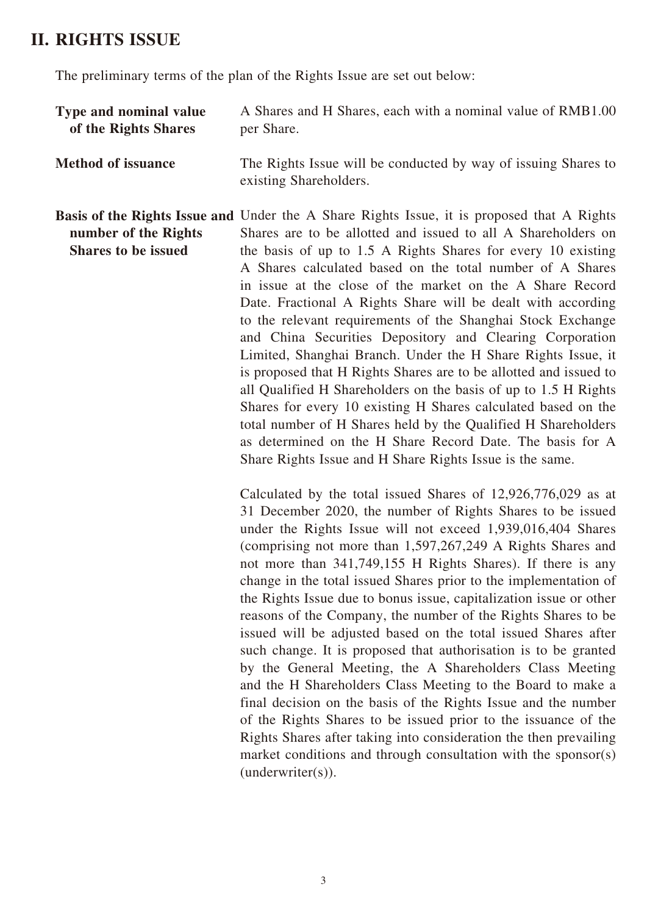## II. RIGHTS ISSUE

The preliminary terms of the plan of the Rights Issue are set out below:

**Type and nominal value of the Rights Shares**

A Shares and H Shares, each with a nominal value of RMB1.00 per Share.

**Method of issuance**

The Rights Issue will be conducted by way of issuing Shares to existing Shareholders.

**Basis of the Rights Issue and number of the Rights Shares to be issued**

Under the A Share Rights Issue, it is proposed that A Rights Shares are to be allotted and issued to all A Shareholders on the basis of up to 1.5 A Rights Shares for every 10 existing A Shares calculated based on the total number of A Shares in issue at the close of the market on the A Share Record Date. Fractional A Rights Share will be dealt with according to the relevant requirements of the Shanghai Stock Exchange and China Securities Depository and Clearing Corporation Limited, Shanghai Branch. Under the H Share Rights Issue, it is proposed that H Rights Shares are to be allotted and issued to all Qualified H Shareholders on the basis of up to 1.5 H Rights Shares for every 10 existing H Shares calculated based on the total number of H Shares held by the Qualified H Shareholders as determined on the H Share Record Date. The basis for A Share Rights Issue and H Share Rights Issue is the same.

Calculated by the total issued Shares of 12,926,776,029 as at 31 December 2020, the number of Rights Shares to be issued under the Rights Issue will not exceed 1,939,016,404 Shares (comprising not more than 1,597,267,249 A Rights Shares and not more than 341,749,155 H Rights Shares). If there is any change in the total issued Shares prior to the implementation of the Rights Issue due to bonus issue, capitalization issue or other reasons of the Company, the number of the Rights Shares to be issued will be adjusted based on the total issued Shares after such change. It is proposed that authorisation is to be granted by the General Meeting, the A Shareholders Class Meeting and the H Shareholders Class Meeting to the Board to make a final decision on the basis of the Rights Issue and the number of the Rights Shares to be issued prior to the issuance of the Rights Shares after taking into consideration the then prevailing market conditions and through consultation with the sponsor(s) (underwriter(s)).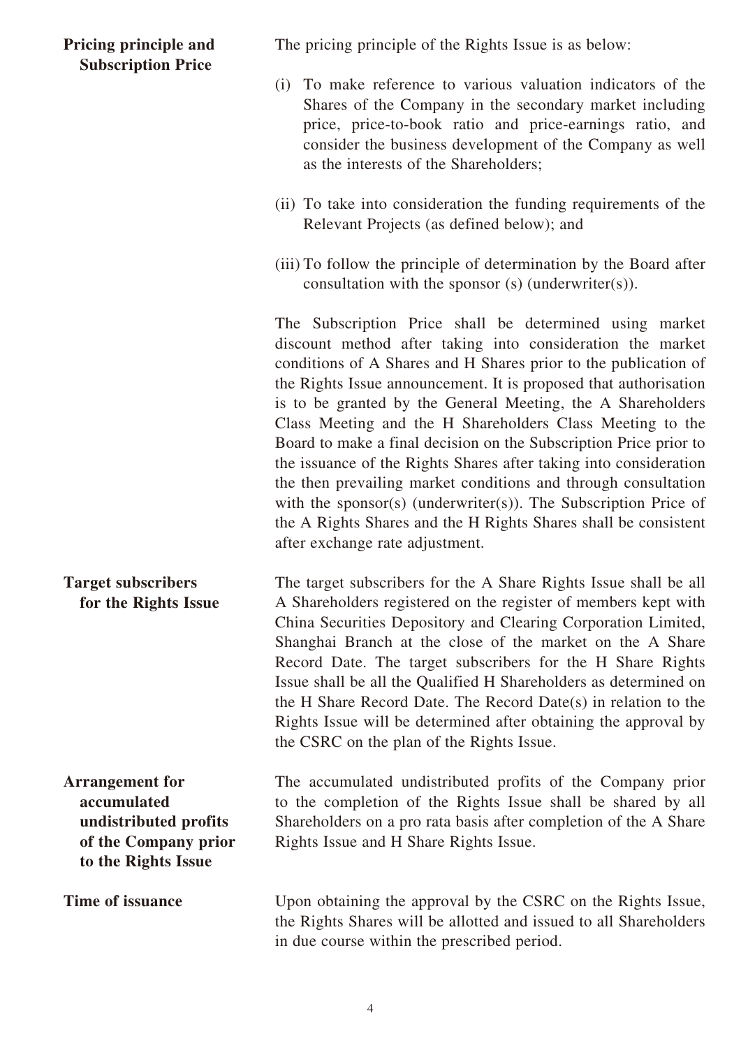**Pricing principle and Subscription Price**

The pricing principle of the Rights Issue is as below:

(i) To make reference to various valuation indicators of the Shares of the Company in the secondary market including price, price-to-book ratio and price-earnings ratio, and consider the business development of the Company as well as the interests of the Shareholders;

(ii) To take into consideration the funding requirements of the Relevant Projects (as defined below); and

(iii) To follow the principle of determination by the Board after consultation with the sponsor (s) (underwriter(s)).

The Subscription Price shall be determined using market discount method after taking into consideration the market conditions of A Shares and H Shares prior to the publication of the Rights Issue announcement. It is proposed that authorisation is to be granted by the General Meeting, the A Shareholders Class Meeting and the H Shareholders Class Meeting to the Board to make a final decision on the Subscription Price prior to the issuance of the Rights Shares after taking into consideration the then prevailing market conditions and through consultation with the sponsor(s) (underwriter(s)). The Subscription Price of the A Rights Shares and the H Rights Shares shall be consistent after exchange rate adjustment.

**Target subscribers for the Rights Issue**

The target subscribers for the A Share Rights Issue shall be all A Shareholders registered on the register of members kept with China Securities Depository and Clearing Corporation Limited, Shanghai Branch at the close of the market on the A Share Record Date. The target subscribers for the H Share Rights Issue shall be all the Qualified H Shareholders as determined on the H Share Record Date. The Record Date(s) in relation to the Rights Issue will be determined after obtaining the approval by the CSRC on the plan of the Rights Issue.

**Arrangement for accumulated undistributed profits of the Company prior to the Rights Issue**

The accumulated undistributed profits of the Company prior to the completion of the Rights Issue shall be shared by all Shareholders on a pro rata basis after completion of the A Share Rights Issue and H Share Rights Issue.

**Time of issuance**

Upon obtaining the approval by the CSRC on the Rights Issue, the Rights Shares will be allotted and issued to all Shareholders in due course within the prescribed period.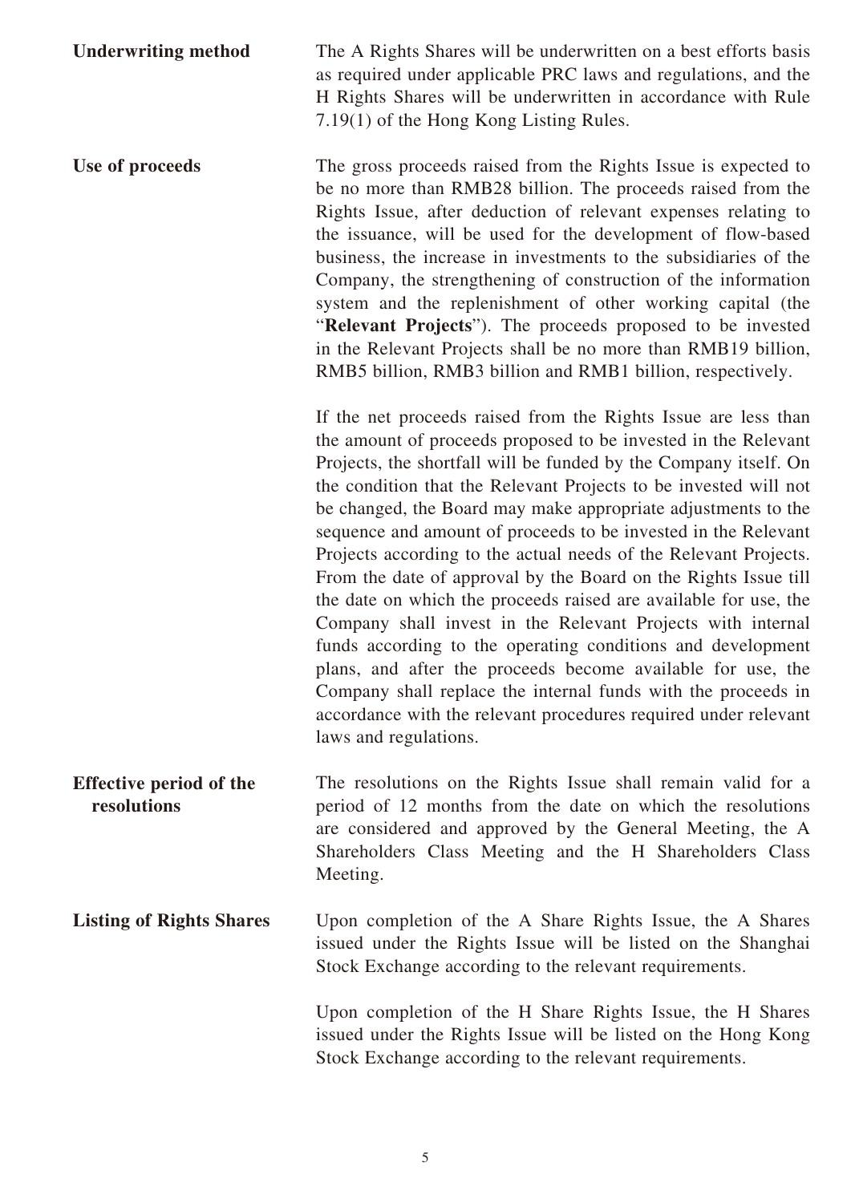| | |
|---|---|
| **Underwriting method** | The A Rights Shares will be underwritten on a best efforts basis as required under applicable PRC laws and regulations, and the H Rights Shares will be underwritten in accordance with Rule 7.19(1) of the Hong Kong Listing Rules. |
| **Use of proceeds** | The gross proceeds raised from the Rights Issue is expected to be no more than RMB28 billion. The proceeds raised from the Rights Issue, after deduction of relevant expenses relating to the issuance, will be used for the development of flow-based business, the increase in investments to the subsidiaries of the Company, the strengthening of construction of the information system and the replenishment of other working capital (the "**Relevant Projects**"). The proceeds proposed to be invested in the Relevant Projects shall be no more than RMB19 billion, RMB5 billion, RMB3 billion and RMB1 billion, respectively.<br><br>If the net proceeds raised from the Rights Issue are less than the amount of proceeds proposed to be invested in the Relevant Projects, the shortfall will be funded by the Company itself. On the condition that the Relevant Projects to be invested will not be changed, the Board may make appropriate adjustments to the sequence and amount of proceeds to be invested in the Relevant Projects according to the actual needs of the Relevant Projects. From the date of approval by the Board on the Rights Issue till the date on which the proceeds raised are available for use, the Company shall invest in the Relevant Projects with internal funds according to the operating conditions and development plans, and after the proceeds become available for use, the Company shall replace the internal funds with the proceeds in accordance with the relevant procedures required under relevant laws and regulations. |
| **Effective period of the resolutions** | The resolutions on the Rights Issue shall remain valid for a period of 12 months from the date on which the resolutions are considered and approved by the General Meeting, the A Shareholders Class Meeting and the H Shareholders Class Meeting. |
| **Listing of Rights Shares** | Upon completion of the A Share Rights Issue, the A Shares issued under the Rights Issue will be listed on the Shanghai Stock Exchange according to the relevant requirements.<br><br>Upon completion of the H Share Rights Issue, the H Shares issued under the Rights Issue will be listed on the Hong Kong Stock Exchange according to the relevant requirements. |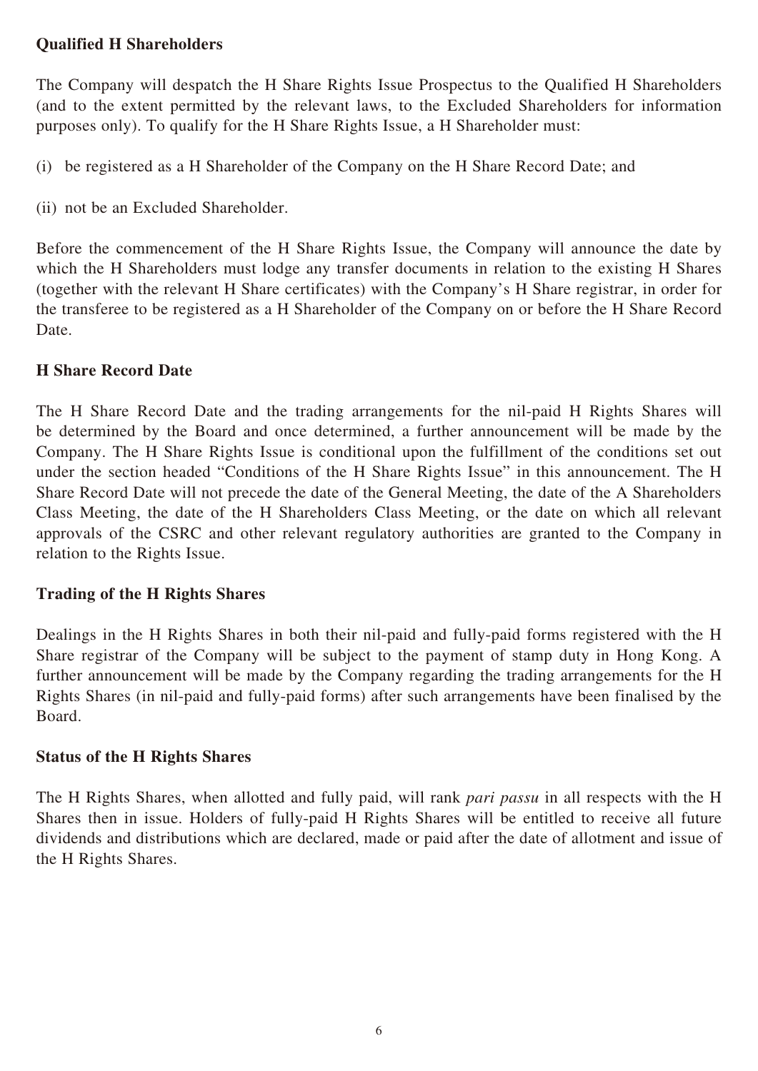**Qualified H Shareholders**

The Company will despatch the H Share Rights Issue Prospectus to the Qualified H Shareholders (and to the extent permitted by the relevant laws, to the Excluded Shareholders for information purposes only). To qualify for the H Share Rights Issue, a H Shareholder must:

(i) be registered as a H Shareholder of the Company on the H Share Record Date; and

(ii) not be an Excluded Shareholder.

Before the commencement of the H Share Rights Issue, the Company will announce the date by which the H Shareholders must lodge any transfer documents in relation to the existing H Shares (together with the relevant H Share certificates) with the Company's H Share registrar, in order for the transferee to be registered as a H Shareholder of the Company on or before the H Share Record Date.

**H Share Record Date**

The H Share Record Date and the trading arrangements for the nil-paid H Rights Shares will be determined by the Board and once determined, a further announcement will be made by the Company. The H Share Rights Issue is conditional upon the fulfillment of the conditions set out under the section headed "Conditions of the H Share Rights Issue" in this announcement. The H Share Record Date will not precede the date of the General Meeting, the date of the A Shareholders Class Meeting, the date of the H Shareholders Class Meeting, or the date on which all relevant approvals of the CSRC and other relevant regulatory authorities are granted to the Company in relation to the Rights Issue.

**Trading of the H Rights Shares**

Dealings in the H Rights Shares in both their nil-paid and fully-paid forms registered with the H Share registrar of the Company will be subject to the payment of stamp duty in Hong Kong. A further announcement will be made by the Company regarding the trading arrangements for the H Rights Shares (in nil-paid and fully-paid forms) after such arrangements have been finalised by the Board.

**Status of the H Rights Shares**

The H Rights Shares, when allotted and fully paid, will rank *pari passu* in all respects with the H Shares then in issue. Holders of fully-paid H Rights Shares will be entitled to receive all future dividends and distributions which are declared, made or paid after the date of allotment and issue of the H Rights Shares.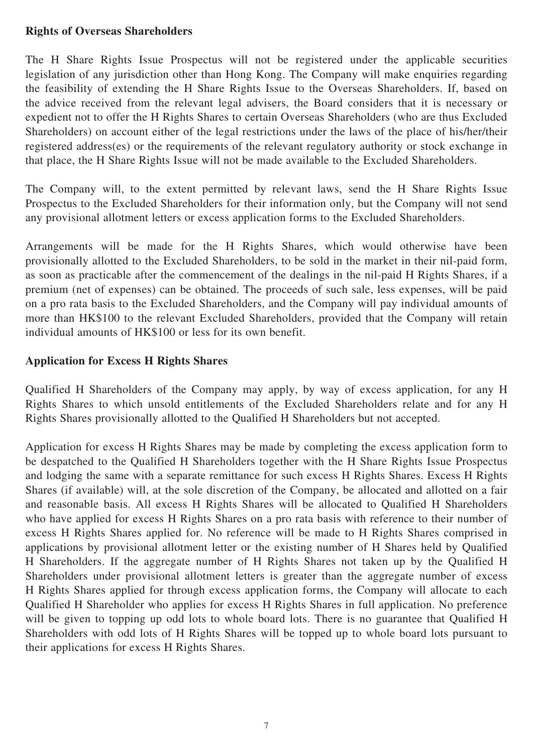**Rights of Overseas Shareholders**

The H Share Rights Issue Prospectus will not be registered under the applicable securities legislation of any jurisdiction other than Hong Kong. The Company will make enquiries regarding the feasibility of extending the H Share Rights Issue to the Overseas Shareholders. If, based on the advice received from the relevant legal advisers, the Board considers that it is necessary or expedient not to offer the H Rights Shares to certain Overseas Shareholders (who are thus Excluded Shareholders) on account either of the legal restrictions under the laws of the place of his/her/their registered address(es) or the requirements of the relevant regulatory authority or stock exchange in that place, the H Share Rights Issue will not be made available to the Excluded Shareholders.

The Company will, to the extent permitted by relevant laws, send the H Share Rights Issue Prospectus to the Excluded Shareholders for their information only, but the Company will not send any provisional allotment letters or excess application forms to the Excluded Shareholders.

Arrangements will be made for the H Rights Shares, which would otherwise have been provisionally allotted to the Excluded Shareholders, to be sold in the market in their nil-paid form, as soon as practicable after the commencement of the dealings in the nil-paid H Rights Shares, if a premium (net of expenses) can be obtained. The proceeds of such sale, less expenses, will be paid on a pro rata basis to the Excluded Shareholders, and the Company will pay individual amounts of more than HK$100 to the relevant Excluded Shareholders, provided that the Company will retain individual amounts of HK$100 or less for its own benefit.

**Application for Excess H Rights Shares**

Qualified H Shareholders of the Company may apply, by way of excess application, for any H Rights Shares to which unsold entitlements of the Excluded Shareholders relate and for any H Rights Shares provisionally allotted to the Qualified H Shareholders but not accepted.

Application for excess H Rights Shares may be made by completing the excess application form to be despatched to the Qualified H Shareholders together with the H Share Rights Issue Prospectus and lodging the same with a separate remittance for such excess H Rights Shares. Excess H Rights Shares (if available) will, at the sole discretion of the Company, be allocated and allotted on a fair and reasonable basis. All excess H Rights Shares will be allocated to Qualified H Shareholders who have applied for excess H Rights Shares on a pro rata basis with reference to their number of excess H Rights Shares applied for. No reference will be made to H Rights Shares comprised in applications by provisional allotment letter or the existing number of H Shares held by Qualified H Shareholders. If the aggregate number of H Rights Shares not taken up by the Qualified H Shareholders under provisional allotment letters is greater than the aggregate number of excess H Rights Shares applied for through excess application forms, the Company will allocate to each Qualified H Shareholder who applies for excess H Rights Shares in full application. No preference will be given to topping up odd lots to whole board lots. There is no guarantee that Qualified H Shareholders with odd lots of H Rights Shares will be topped up to whole board lots pursuant to their applications for excess H Rights Shares.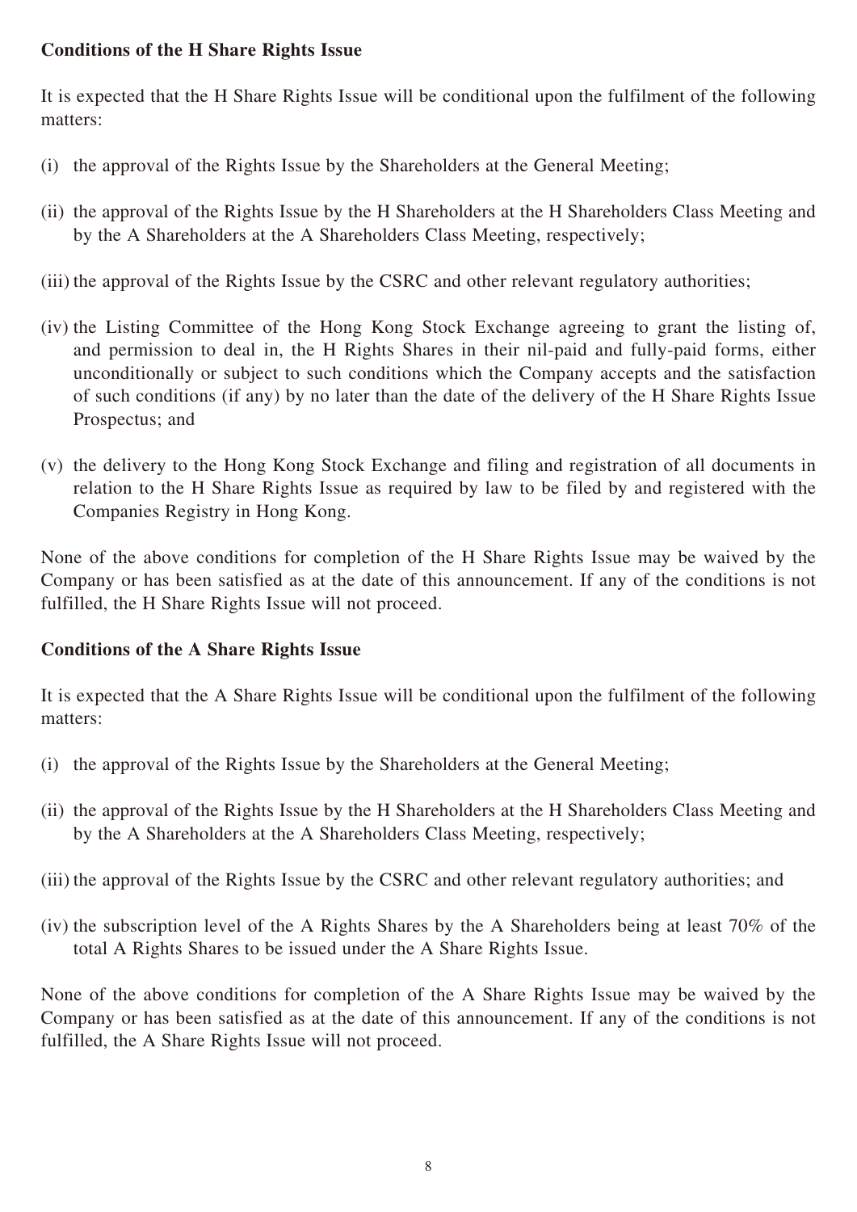**Conditions of the H Share Rights Issue**

It is expected that the H Share Rights Issue will be conditional upon the fulfilment of the following matters:

(i) the approval of the Rights Issue by the Shareholders at the General Meeting;

(ii) the approval of the Rights Issue by the H Shareholders at the H Shareholders Class Meeting and by the A Shareholders at the A Shareholders Class Meeting, respectively;

(iii) the approval of the Rights Issue by the CSRC and other relevant regulatory authorities;

(iv) the Listing Committee of the Hong Kong Stock Exchange agreeing to grant the listing of, and permission to deal in, the H Rights Shares in their nil-paid and fully-paid forms, either unconditionally or subject to such conditions which the Company accepts and the satisfaction of such conditions (if any) by no later than the date of the delivery of the H Share Rights Issue Prospectus; and

(v) the delivery to the Hong Kong Stock Exchange and filing and registration of all documents in relation to the H Share Rights Issue as required by law to be filed by and registered with the Companies Registry in Hong Kong.

None of the above conditions for completion of the H Share Rights Issue may be waived by the Company or has been satisfied as at the date of this announcement. If any of the conditions is not fulfilled, the H Share Rights Issue will not proceed.

**Conditions of the A Share Rights Issue**

It is expected that the A Share Rights Issue will be conditional upon the fulfilment of the following matters:

(i) the approval of the Rights Issue by the Shareholders at the General Meeting;

(ii) the approval of the Rights Issue by the H Shareholders at the H Shareholders Class Meeting and by the A Shareholders at the A Shareholders Class Meeting, respectively;

(iii) the approval of the Rights Issue by the CSRC and other relevant regulatory authorities; and

(iv) the subscription level of the A Rights Shares by the A Shareholders being at least 70% of the total A Rights Shares to be issued under the A Share Rights Issue.

None of the above conditions for completion of the A Share Rights Issue may be waived by the Company or has been satisfied as at the date of this announcement. If any of the conditions is not fulfilled, the A Share Rights Issue will not proceed.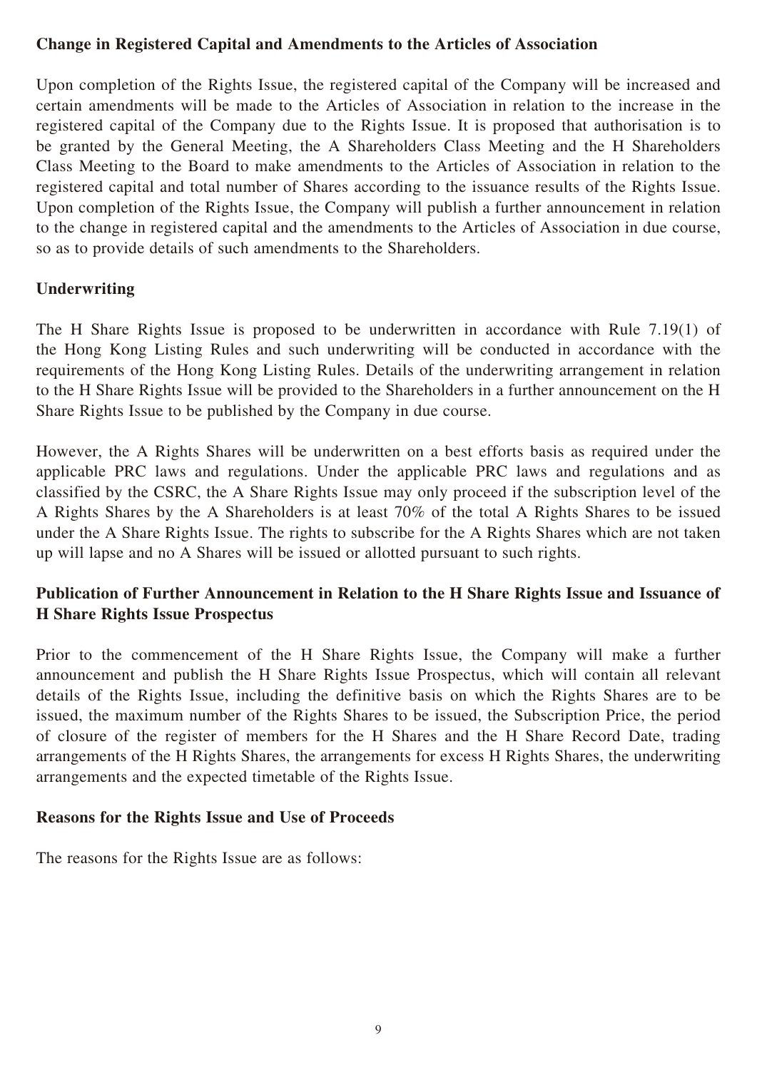**Change in Registered Capital and Amendments to the Articles of Association**

Upon completion of the Rights Issue, the registered capital of the Company will be increased and certain amendments will be made to the Articles of Association in relation to the increase in the registered capital of the Company due to the Rights Issue. It is proposed that authorisation is to be granted by the General Meeting, the A Shareholders Class Meeting and the H Shareholders Class Meeting to the Board to make amendments to the Articles of Association in relation to the registered capital and total number of Shares according to the issuance results of the Rights Issue. Upon completion of the Rights Issue, the Company will publish a further announcement in relation to the change in registered capital and the amendments to the Articles of Association in due course, so as to provide details of such amendments to the Shareholders.

**Underwriting**

The H Share Rights Issue is proposed to be underwritten in accordance with Rule 7.19(1) of the Hong Kong Listing Rules and such underwriting will be conducted in accordance with the requirements of the Hong Kong Listing Rules. Details of the underwriting arrangement in relation to the H Share Rights Issue will be provided to the Shareholders in a further announcement on the H Share Rights Issue to be published by the Company in due course.

However, the A Rights Shares will be underwritten on a best efforts basis as required under the applicable PRC laws and regulations. Under the applicable PRC laws and regulations and as classified by the CSRC, the A Share Rights Issue may only proceed if the subscription level of the A Rights Shares by the A Shareholders is at least 70% of the total A Rights Shares to be issued under the A Share Rights Issue. The rights to subscribe for the A Rights Shares which are not taken up will lapse and no A Shares will be issued or allotted pursuant to such rights.

**Publication of Further Announcement in Relation to the H Share Rights Issue and Issuance of H Share Rights Issue Prospectus**

Prior to the commencement of the H Share Rights Issue, the Company will make a further announcement and publish the H Share Rights Issue Prospectus, which will contain all relevant details of the Rights Issue, including the definitive basis on which the Rights Shares are to be issued, the maximum number of the Rights Shares to be issued, the Subscription Price, the period of closure of the register of members for the H Shares and the H Share Record Date, trading arrangements of the H Rights Shares, the arrangements for excess H Rights Shares, the underwriting arrangements and the expected timetable of the Rights Issue.

**Reasons for the Rights Issue and Use of Proceeds**

The reasons for the Rights Issue are as follows: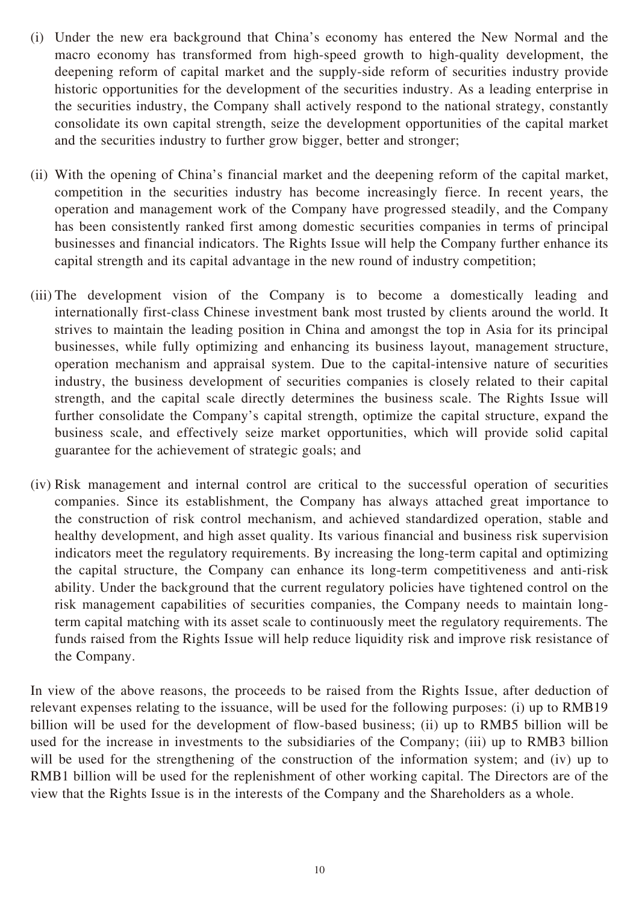(i) Under the new era background that China's economy has entered the New Normal and the macro economy has transformed from high-speed growth to high-quality development, the deepening reform of capital market and the supply-side reform of securities industry provide historic opportunities for the development of the securities industry. As a leading enterprise in the securities industry, the Company shall actively respond to the national strategy, constantly consolidate its own capital strength, seize the development opportunities of the capital market and the securities industry to further grow bigger, better and stronger;

(ii) With the opening of China's financial market and the deepening reform of the capital market, competition in the securities industry has become increasingly fierce. In recent years, the operation and management work of the Company have progressed steadily, and the Company has been consistently ranked first among domestic securities companies in terms of principal businesses and financial indicators. The Rights Issue will help the Company further enhance its capital strength and its capital advantage in the new round of industry competition;

(iii) The development vision of the Company is to become a domestically leading and internationally first-class Chinese investment bank most trusted by clients around the world. It strives to maintain the leading position in China and amongst the top in Asia for its principal businesses, while fully optimizing and enhancing its business layout, management structure, operation mechanism and appraisal system. Due to the capital-intensive nature of securities industry, the business development of securities companies is closely related to their capital strength, and the capital scale directly determines the business scale. The Rights Issue will further consolidate the Company's capital strength, optimize the capital structure, expand the business scale, and effectively seize market opportunities, which will provide solid capital guarantee for the achievement of strategic goals; and

(iv) Risk management and internal control are critical to the successful operation of securities companies. Since its establishment, the Company has always attached great importance to the construction of risk control mechanism, and achieved standardized operation, stable and healthy development, and high asset quality. Its various financial and business risk supervision indicators meet the regulatory requirements. By increasing the long-term capital and optimizing the capital structure, the Company can enhance its long-term competitiveness and anti-risk ability. Under the background that the current regulatory policies have tightened control on the risk management capabilities of securities companies, the Company needs to maintain long-term capital matching with its asset scale to continuously meet the regulatory requirements. The funds raised from the Rights Issue will help reduce liquidity risk and improve risk resistance of the Company.

In view of the above reasons, the proceeds to be raised from the Rights Issue, after deduction of relevant expenses relating to the issuance, will be used for the following purposes: (i) up to RMB19 billion will be used for the development of flow-based business; (ii) up to RMB5 billion will be used for the increase in investments to the subsidiaries of the Company; (iii) up to RMB3 billion will be used for the strengthening of the construction of the information system; and (iv) up to RMB1 billion will be used for the replenishment of other working capital. The Directors are of the view that the Rights Issue is in the interests of the Company and the Shareholders as a whole.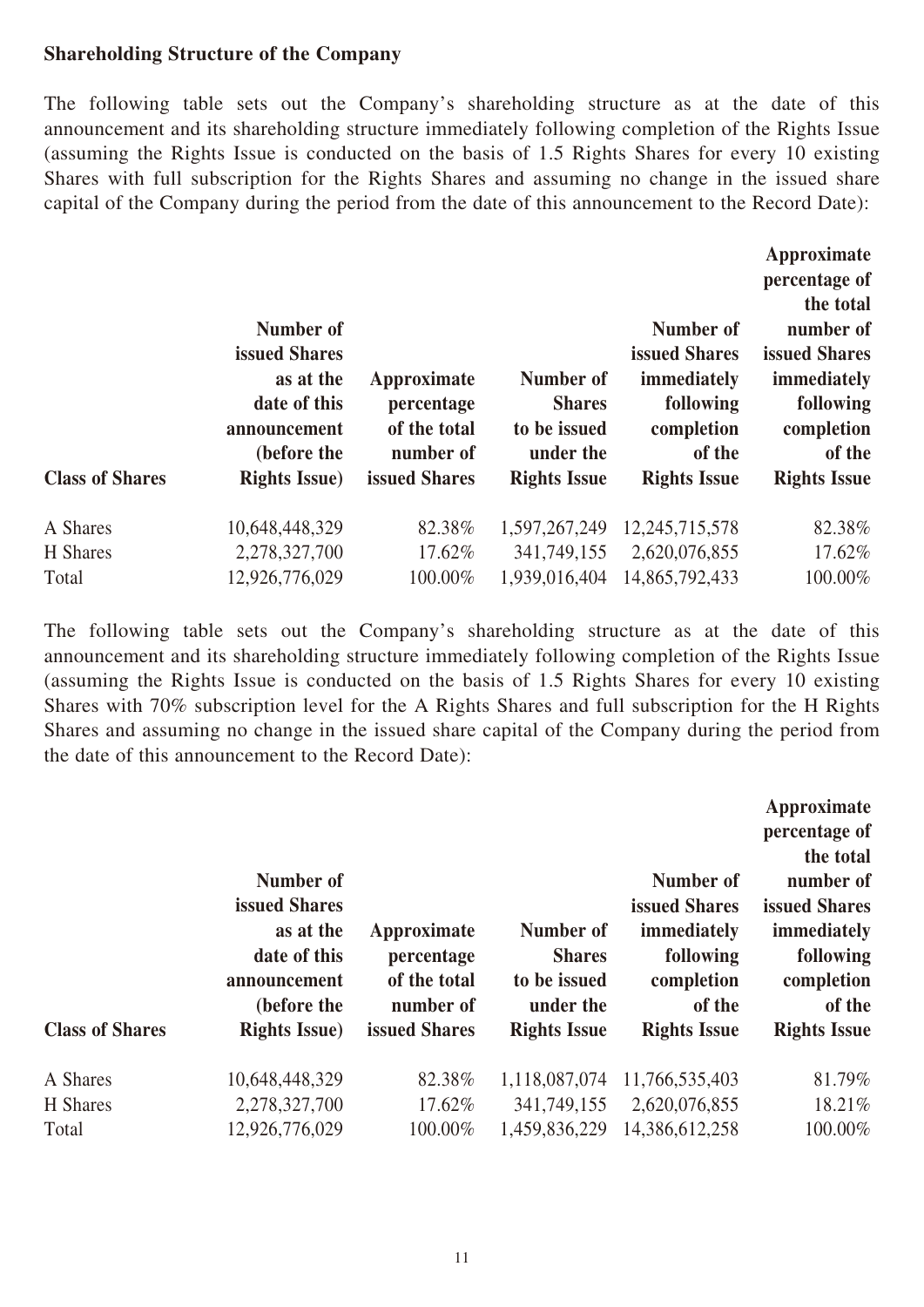**Shareholding Structure of the Company**

The following table sets out the Company's shareholding structure as at the date of this announcement and its shareholding structure immediately following completion of the Rights Issue (assuming the Rights Issue is conducted on the basis of 1.5 Rights Shares for every 10 existing Shares with full subscription for the Rights Shares and assuming no change in the issued share capital of the Company during the period from the date of this announcement to the Record Date):

| Class of Shares | Number of issued Shares as at the date of this announcement (before the Rights Issue) | Approximate percentage of the total number of issued Shares | Number of Shares to be issued under the Rights Issue | Number of issued Shares immediately following completion of the Rights Issue | Approximate percentage of the total number of issued Shares immediately following completion of the Rights Issue |
|---|---|---|---|---|---|
| A Shares | 10,648,448,329 | 82.38% | 1,597,267,249 | 12,245,715,578 | 82.38% |
| H Shares | 2,278,327,700 | 17.62% | 341,749,155 | 2,620,076,855 | 17.62% |
| Total | 12,926,776,029 | 100.00% | 1,939,016,404 | 14,865,792,433 | 100.00% |

The following table sets out the Company's shareholding structure as at the date of this announcement and its shareholding structure immediately following completion of the Rights Issue (assuming the Rights Issue is conducted on the basis of 1.5 Rights Shares for every 10 existing Shares with 70% subscription level for the A Rights Shares and full subscription for the H Rights Shares and assuming no change in the issued share capital of the Company during the period from the date of this announcement to the Record Date):

| Class of Shares | Number of issued Shares as at the date of this announcement (before the Rights Issue) | Approximate percentage of the total number of issued Shares | Number of Shares to be issued under the Rights Issue | Number of issued Shares immediately following completion of the Rights Issue | Approximate percentage of the total number of issued Shares immediately following completion of the Rights Issue |
|---|---|---|---|---|---|
| A Shares | 10,648,448,329 | 82.38% | 1,118,087,074 | 11,766,535,403 | 81.79% |
| H Shares | 2,278,327,700 | 17.62% | 341,749,155 | 2,620,076,855 | 18.21% |
| Total | 12,926,776,029 | 100.00% | 1,459,836,229 | 14,386,612,258 | 100.00% |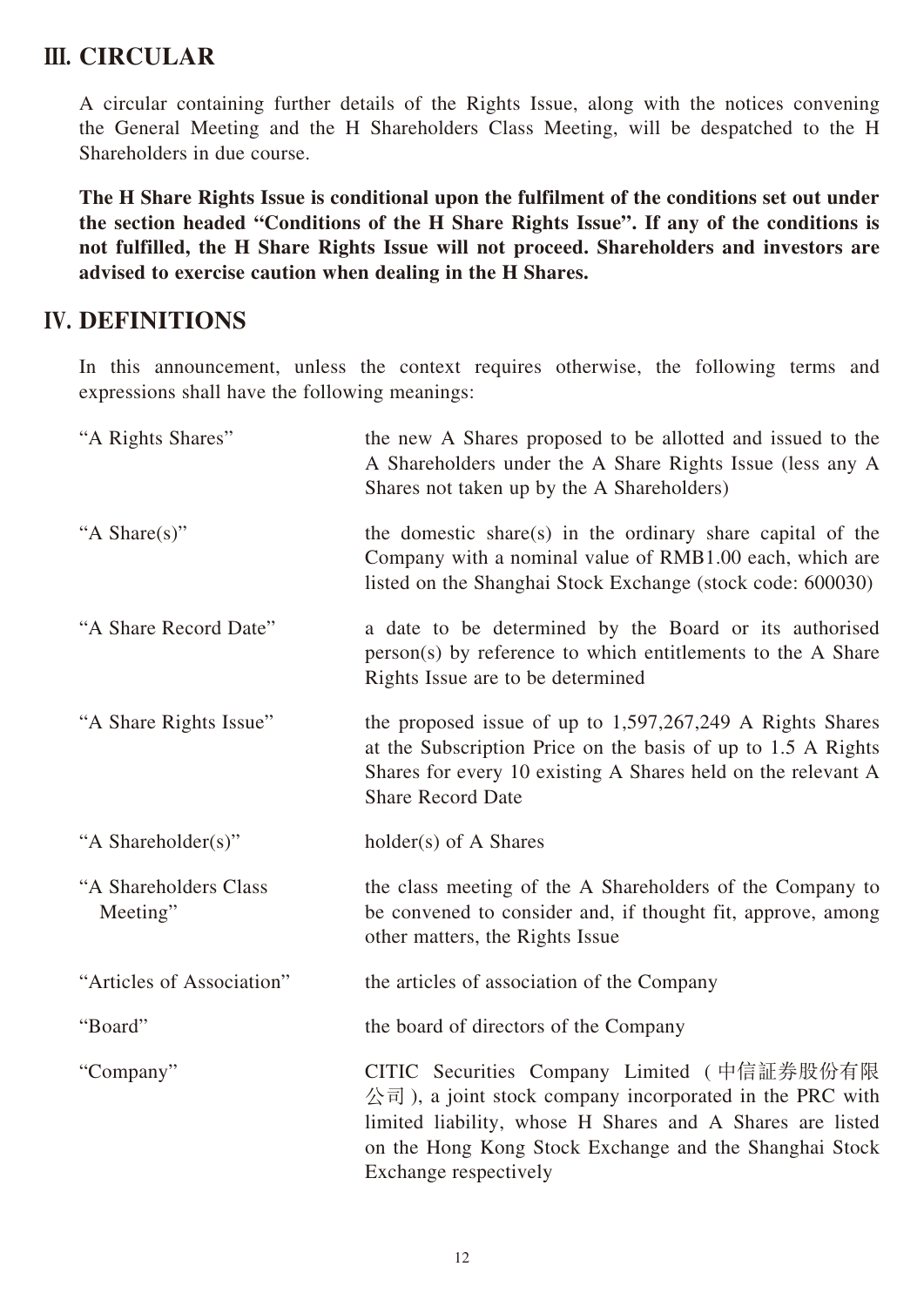## III. CIRCULAR

A circular containing further details of the Rights Issue, along with the notices convening the General Meeting and the H Shareholders Class Meeting, will be despatched to the H Shareholders in due course.

**The H Share Rights Issue is conditional upon the fulfilment of the conditions set out under the section headed "Conditions of the H Share Rights Issue". If any of the conditions is not fulfilled, the H Share Rights Issue will not proceed. Shareholders and investors are advised to exercise caution when dealing in the H Shares.**

## IV. DEFINITIONS

In this announcement, unless the context requires otherwise, the following terms and expressions shall have the following meanings:

| | |
|---|---|
| "A Rights Shares" | the new A Shares proposed to be allotted and issued to the A Shareholders under the A Share Rights Issue (less any A Shares not taken up by the A Shareholders) |
| "A Share(s)" | the domestic share(s) in the ordinary share capital of the Company with a nominal value of RMB1.00 each, which are listed on the Shanghai Stock Exchange (stock code: 600030) |
| "A Share Record Date" | a date to be determined by the Board or its authorised person(s) by reference to which entitlements to the A Share Rights Issue are to be determined |
| "A Share Rights Issue" | the proposed issue of up to 1,597,267,249 A Rights Shares at the Subscription Price on the basis of up to 1.5 A Rights Shares for every 10 existing A Shares held on the relevant A Share Record Date |
| "A Shareholder(s)" | holder(s) of A Shares |
| "A Shareholders Class Meeting" | the class meeting of the A Shareholders of the Company to be convened to consider and, if thought fit, approve, among other matters, the Rights Issue |
| "Articles of Association" | the articles of association of the Company |
| "Board" | the board of directors of the Company |
| "Company" | CITIC Securities Company Limited (中信証券股份有限公司), a joint stock company incorporated in the PRC with limited liability, whose H Shares and A Shares are listed on the Hong Kong Stock Exchange and the Shanghai Stock Exchange respectively |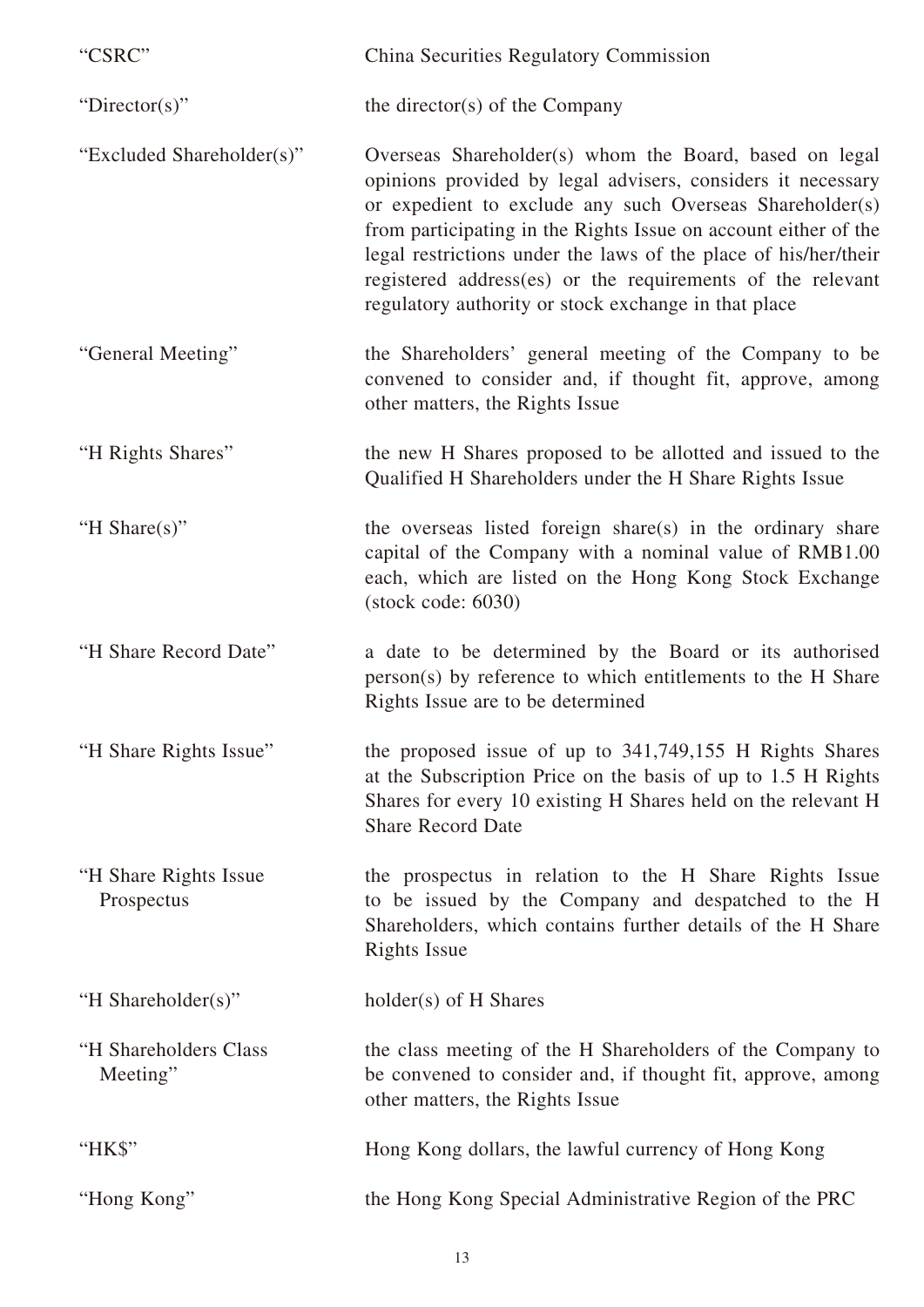| | |
|---|---|
| "CSRC" | China Securities Regulatory Commission |
| "Director(s)" | the director(s) of the Company |
| "Excluded Shareholder(s)" | Overseas Shareholder(s) whom the Board, based on legal opinions provided by legal advisers, considers it necessary or expedient to exclude any such Overseas Shareholder(s) from participating in the Rights Issue on account either of the legal restrictions under the laws of the place of his/her/their registered address(es) or the requirements of the relevant regulatory authority or stock exchange in that place |
| "General Meeting" | the Shareholders' general meeting of the Company to be convened to consider and, if thought fit, approve, among other matters, the Rights Issue |
| "H Rights Shares" | the new H Shares proposed to be allotted and issued to the Qualified H Shareholders under the H Share Rights Issue |
| "H Share(s)" | the overseas listed foreign share(s) in the ordinary share capital of the Company with a nominal value of RMB1.00 each, which are listed on the Hong Kong Stock Exchange (stock code: 6030) |
| "H Share Record Date" | a date to be determined by the Board or its authorised person(s) by reference to which entitlements to the H Share Rights Issue are to be determined |
| "H Share Rights Issue" | the proposed issue of up to 341,749,155 H Rights Shares at the Subscription Price on the basis of up to 1.5 H Rights Shares for every 10 existing H Shares held on the relevant H Share Record Date |
| "H Share Rights Issue Prospectus | the prospectus in relation to the H Share Rights Issue to be issued by the Company and despatched to the H Shareholders, which contains further details of the H Share Rights Issue |
| "H Shareholder(s)" | holder(s) of H Shares |
| "H Shareholders Class Meeting" | the class meeting of the H Shareholders of the Company to be convened to consider and, if thought fit, approve, among other matters, the Rights Issue |
| "HK$" | Hong Kong dollars, the lawful currency of Hong Kong |
| "Hong Kong" | the Hong Kong Special Administrative Region of the PRC |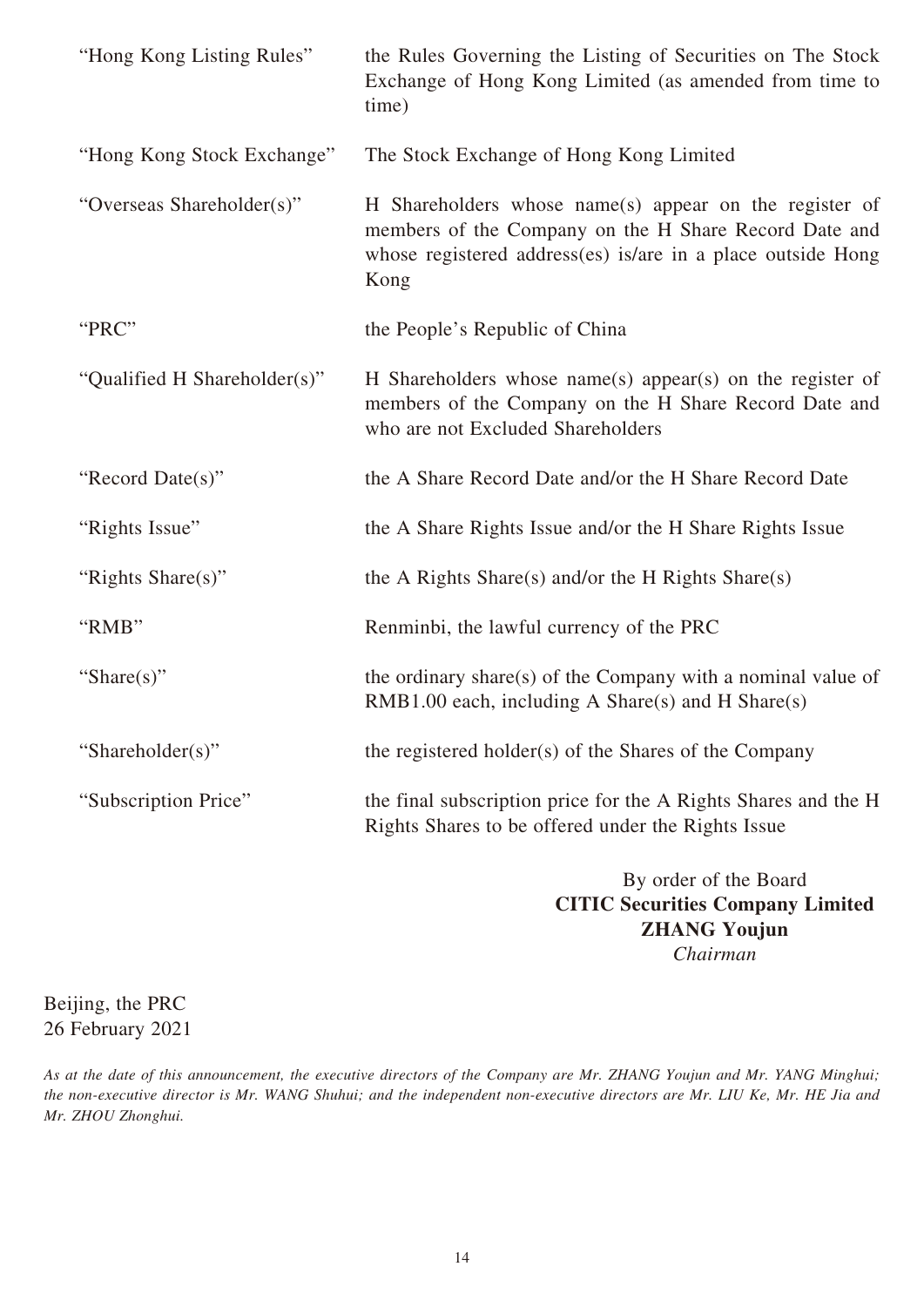| | |
|---|---|
| "Hong Kong Listing Rules" | the Rules Governing the Listing of Securities on The Stock Exchange of Hong Kong Limited (as amended from time to time) |
| "Hong Kong Stock Exchange" | The Stock Exchange of Hong Kong Limited |
| "Overseas Shareholder(s)" | H Shareholders whose name(s) appear on the register of members of the Company on the H Share Record Date and whose registered address(es) is/are in a place outside Hong Kong |
| "PRC" | the People's Republic of China |
| "Qualified H Shareholder(s)" | H Shareholders whose name(s) appear(s) on the register of members of the Company on the H Share Record Date and who are not Excluded Shareholders |
| "Record Date(s)" | the A Share Record Date and/or the H Share Record Date |
| "Rights Issue" | the A Share Rights Issue and/or the H Share Rights Issue |
| "Rights Share(s)" | the A Rights Share(s) and/or the H Rights Share(s) |
| "RMB" | Renminbi, the lawful currency of the PRC |
| "Share(s)" | the ordinary share(s) of the Company with a nominal value of RMB1.00 each, including A Share(s) and H Share(s) |
| "Shareholder(s)" | the registered holder(s) of the Shares of the Company |
| "Subscription Price" | the final subscription price for the A Rights Shares and the H Rights Shares to be offered under the Rights Issue |

By order of the Board
**CITIC Securities Company Limited**
**ZHANG Youjun**
*Chairman*

Beijing, the PRC
26 February 2021

*As at the date of this announcement, the executive directors of the Company are Mr. ZHANG Youjun and Mr. YANG Minghui; the non-executive director is Mr. WANG Shuhui; and the independent non-executive directors are Mr. LIU Ke, Mr. HE Jia and Mr. ZHOU Zhonghui.*